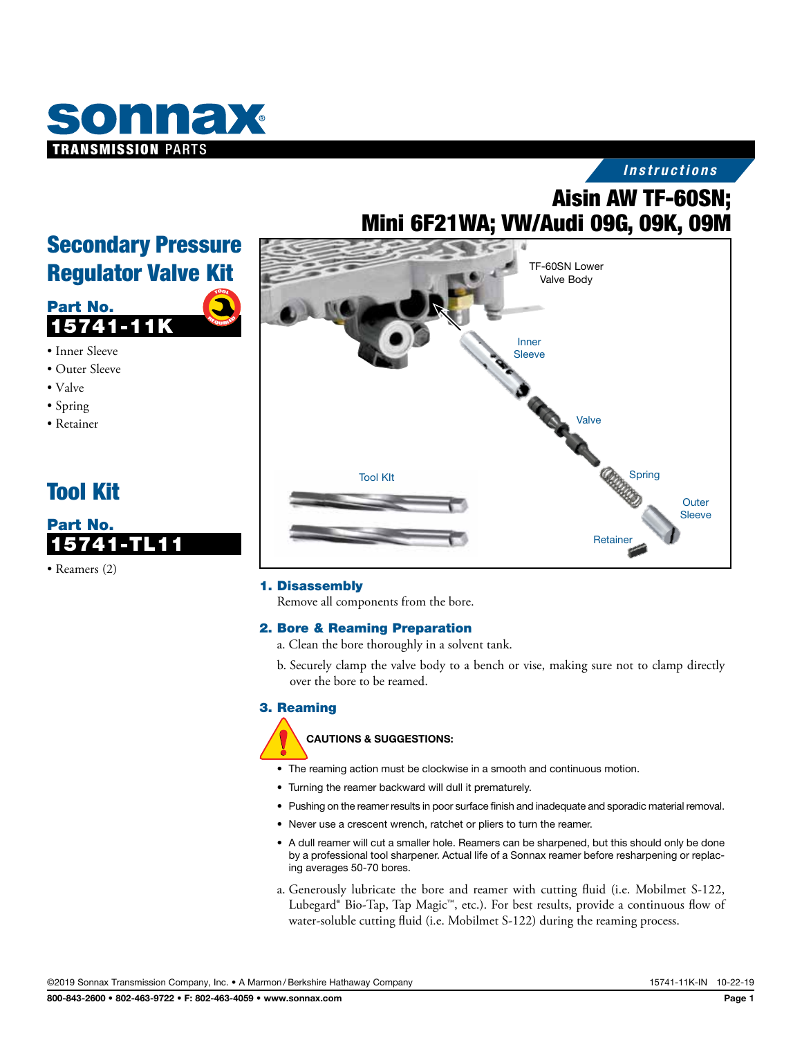**sonnax** TRANSMISSION PARTS

*Instructions*

# Aisin AW TF-60SN; Mini 6F21WA; VW/Audi 09G, 09K, 09M

## Secondary Pressure Regulator Valve Kit

**Part No.**
**15741-11K**

- Inner Sleeve
- Outer Sleeve
- Valve
- Spring
- Retainer

## Tool Kit

**Part No.**
**15741-TL11**

- Reamers (2)

TF-60SN Lower Valve Body

Inner Sleeve

Valve

Spring

Outer Sleeve

Retainer

Tool KIt

### 1. Disassembly

Remove all components from the bore.

### 2. Bore & Reaming Preparation

a. Clean the bore thoroughly in a solvent tank.

b. Securely clamp the valve body to a bench or vise, making sure not to clamp directly over the bore to be reamed.

### 3. Reaming

**CAUTIONS & SUGGESTIONS:**

- The reaming action must be clockwise in a smooth and continuous motion.
- Turning the reamer backward will dull it prematurely.
- Pushing on the reamer results in poor surface finish and inadequate and sporadic material removal.
- Never use a crescent wrench, ratchet or pliers to turn the reamer.
- A dull reamer will cut a smaller hole. Reamers can be sharpened, but this should only be done by a professional tool sharpener. Actual life of a Sonnax reamer before resharpening or replacing averages 50-70 bores.

a. Generously lubricate the bore and reamer with cutting fluid (i.e. Mobilmet S-122, Lubegard® Bio-Tap, Tap Magic™, etc.). For best results, provide a continuous flow of water-soluble cutting fluid (i.e. Mobilmet S-122) during the reaming process.

©2019 Sonnax Transmission Company, Inc. • A Marmon / Berkshire Hathaway Company 15741-11K-IN 10-22-19

800-843-2600 • 802-463-9722 • F: 802-463-4059 • www.sonnax.com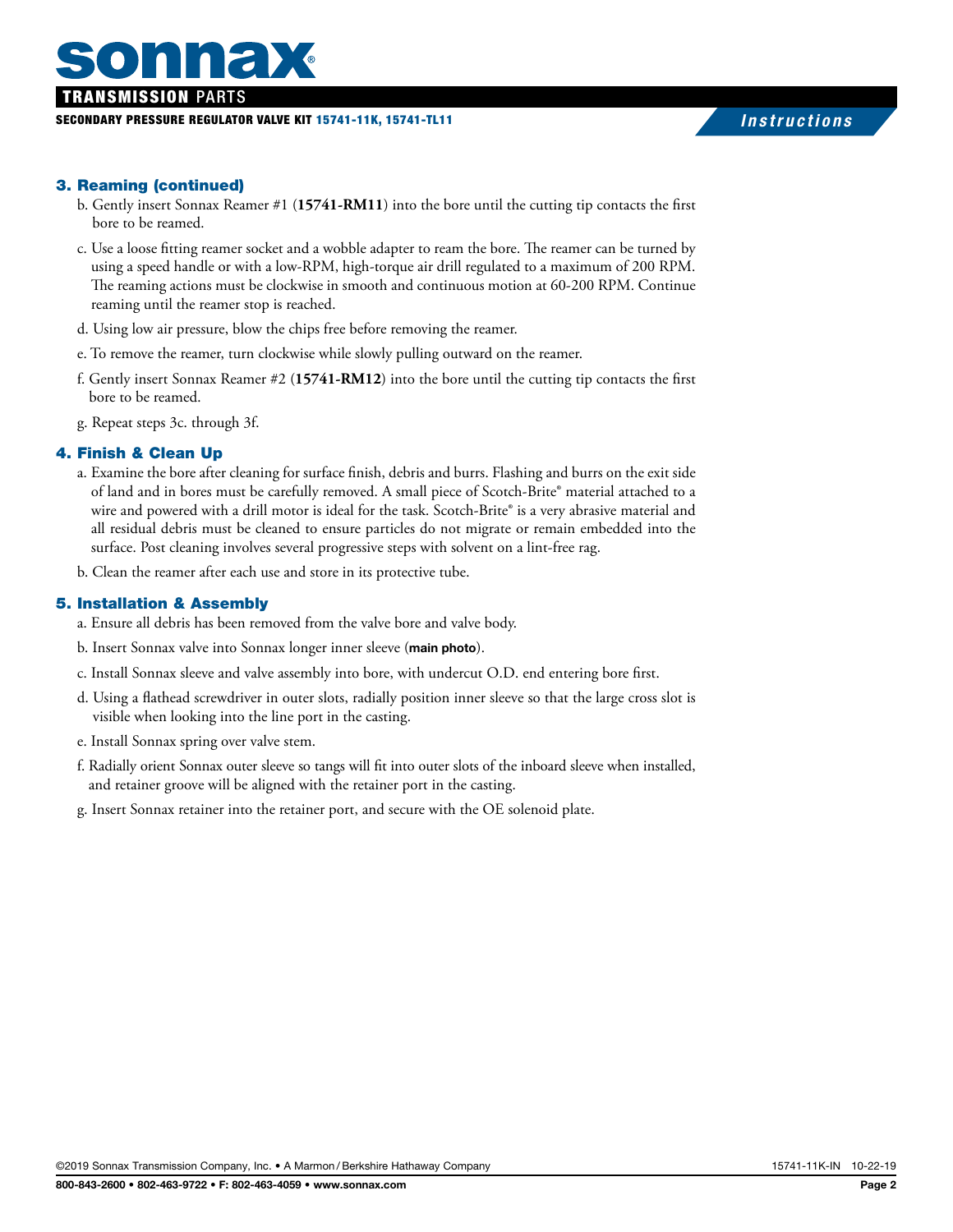## 3. Reaming (continued)

b. Gently insert Sonnax Reamer #1 (**15741-RM11**) into the bore until the cutting tip contacts the first bore to be reamed.

c. Use a loose fitting reamer socket and a wobble adapter to ream the bore. The reamer can be turned by using a speed handle or with a low-RPM, high-torque air drill regulated to a maximum of 200 RPM. The reaming actions must be clockwise in smooth and continuous motion at 60-200 RPM. Continue reaming until the reamer stop is reached.

d. Using low air pressure, blow the chips free before removing the reamer.

e. To remove the reamer, turn clockwise while slowly pulling outward on the reamer.

f. Gently insert Sonnax Reamer #2 (**15741-RM12**) into the bore until the cutting tip contacts the first bore to be reamed.

g. Repeat steps 3c. through 3f.

## 4. Finish & Clean Up

a. Examine the bore after cleaning for surface finish, debris and burrs. Flashing and burrs on the exit side of land and in bores must be carefully removed. A small piece of Scotch-Brite® material attached to a wire and powered with a drill motor is ideal for the task. Scotch-Brite® is a very abrasive material and all residual debris must be cleaned to ensure particles do not migrate or remain embedded into the surface. Post cleaning involves several progressive steps with solvent on a lint-free rag.

b. Clean the reamer after each use and store in its protective tube.

## 5. Installation & Assembly

a. Ensure all debris has been removed from the valve bore and valve body.

b. Insert Sonnax valve into Sonnax longer inner sleeve (**main photo**).

c. Install Sonnax sleeve and valve assembly into bore, with undercut O.D. end entering bore first.

d. Using a flathead screwdriver in outer slots, radially position inner sleeve so that the large cross slot is visible when looking into the line port in the casting.

e. Install Sonnax spring over valve stem.

f. Radially orient Sonnax outer sleeve so tangs will fit into outer slots of the inboard sleeve when installed, and retainer groove will be aligned with the retainer port in the casting.

g. Insert Sonnax retainer into the retainer port, and secure with the OE solenoid plate.